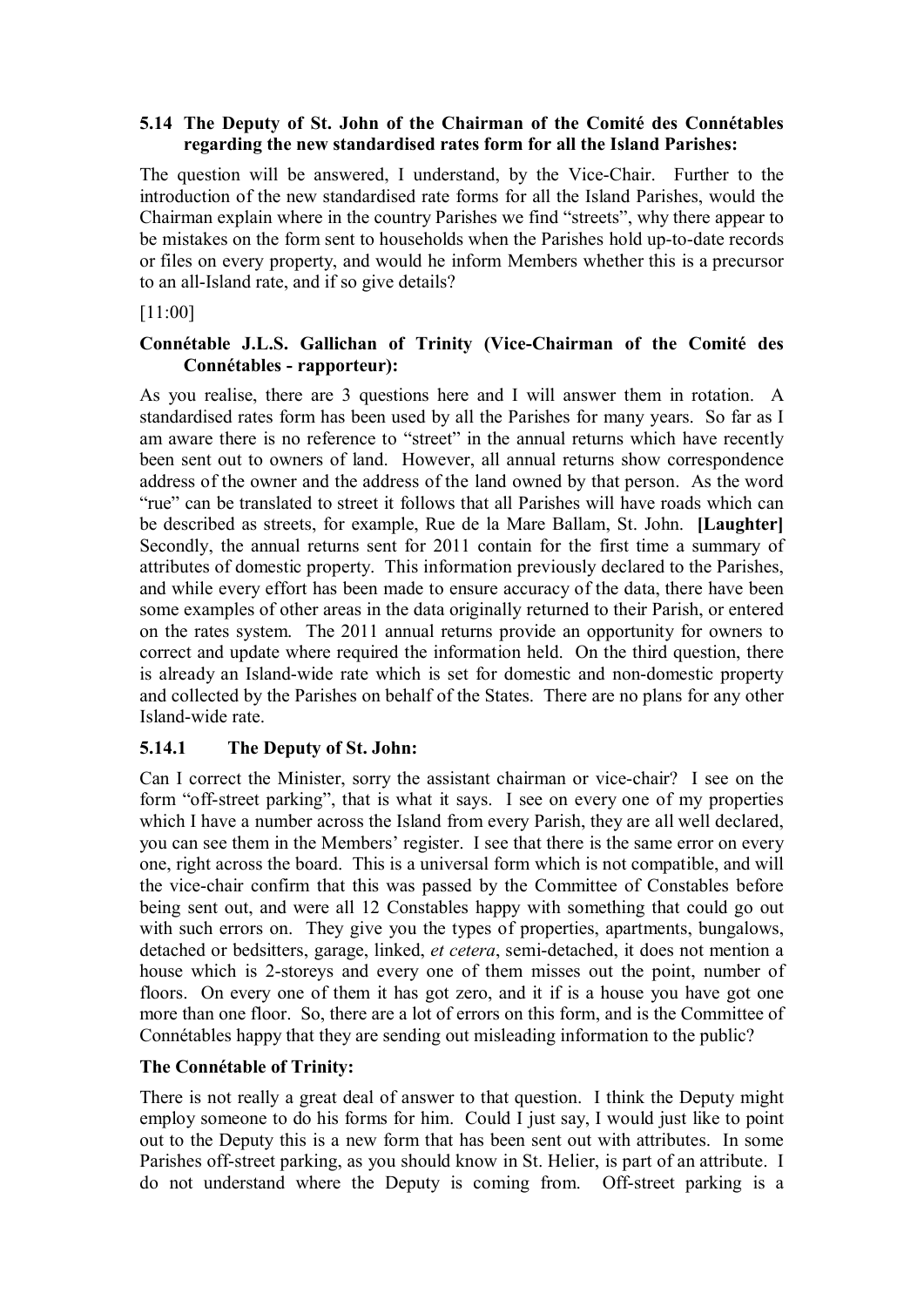### 5.14 The Deputy of St. John of the Chairman of the Comité des Connétables regarding the new standardised rates form for all the Island Parishes:

The question will be answered, I understand, by the Vice-Chair. Further to the introduction of the new standardised rate forms for all the Island Parishes, would the Chairman explain where in the country Parishes we find "streets", why there appear to be mistakes on the form sent to households when the Parishes hold up-to-date records or files on every property, and would he inform Members whether this is a precursor to an all-Island rate, and if so give details?

[11:00]

**Connétable J.L.S. Gallichan of Trinity (Vice-Chairman of the Comité des Connétables - rapporteur):**

As you realise, there are 3 questions here and I will answer them in rotation. A standardised rates form has been used by all the Parishes for many years. So far as I am aware there is no reference to "street" in the annual returns which have recently been sent out to owners of land. However, all annual returns show correspondence address of the owner and the address of the land owned by that person. As the word "rue" can be translated to street it follows that all Parishes will have roads which can be described as streets, for example, Rue de la Mare Ballam, St. John. **[Laughter]** Secondly, the annual returns sent for 2011 contain for the first time a summary of attributes of domestic property. This information previously declared to the Parishes, and while every effort has been made to ensure accuracy of the data, there have been some examples of other areas in the data originally returned to their Parish, or entered on the rates system. The 2011 annual returns provide an opportunity for owners to correct and update where required the information held. On the third question, there is already an Island-wide rate which is set for domestic and non-domestic property and collected by the Parishes on behalf of the States. There are no plans for any other Island-wide rate.

### 5.14.1 The Deputy of St. John:

Can I correct the Minister, sorry the assistant chairman or vice-chair? I see on the form "off-street parking", that is what it says. I see on every one of my properties which I have a number across the Island from every Parish, they are all well declared, you can see them in the Members' register. I see that there is the same error on every one, right across the board. This is a universal form which is not compatible, and will the vice-chair confirm that this was passed by the Committee of Constables before being sent out, and were all 12 Constables happy with something that could go out with such errors on. They give you the types of properties, apartments, bungalows, detached or bedsitters, garage, linked, *et cetera*, semi-detached, it does not mention a house which is 2-storeys and every one of them misses out the point, number of floors. On every one of them it has got zero, and it if is a house you have got one more than one floor. So, there are a lot of errors on this form, and is the Committee of Connétables happy that they are sending out misleading information to the public?

**The Connétable of Trinity:**

There is not really a great deal of answer to that question. I think the Deputy might employ someone to do his forms for him. Could I just say, I would just like to point out to the Deputy this is a new form that has been sent out with attributes. In some Parishes off-street parking, as you should know in St. Helier, is part of an attribute. I do not understand where the Deputy is coming from. Off-street parking is a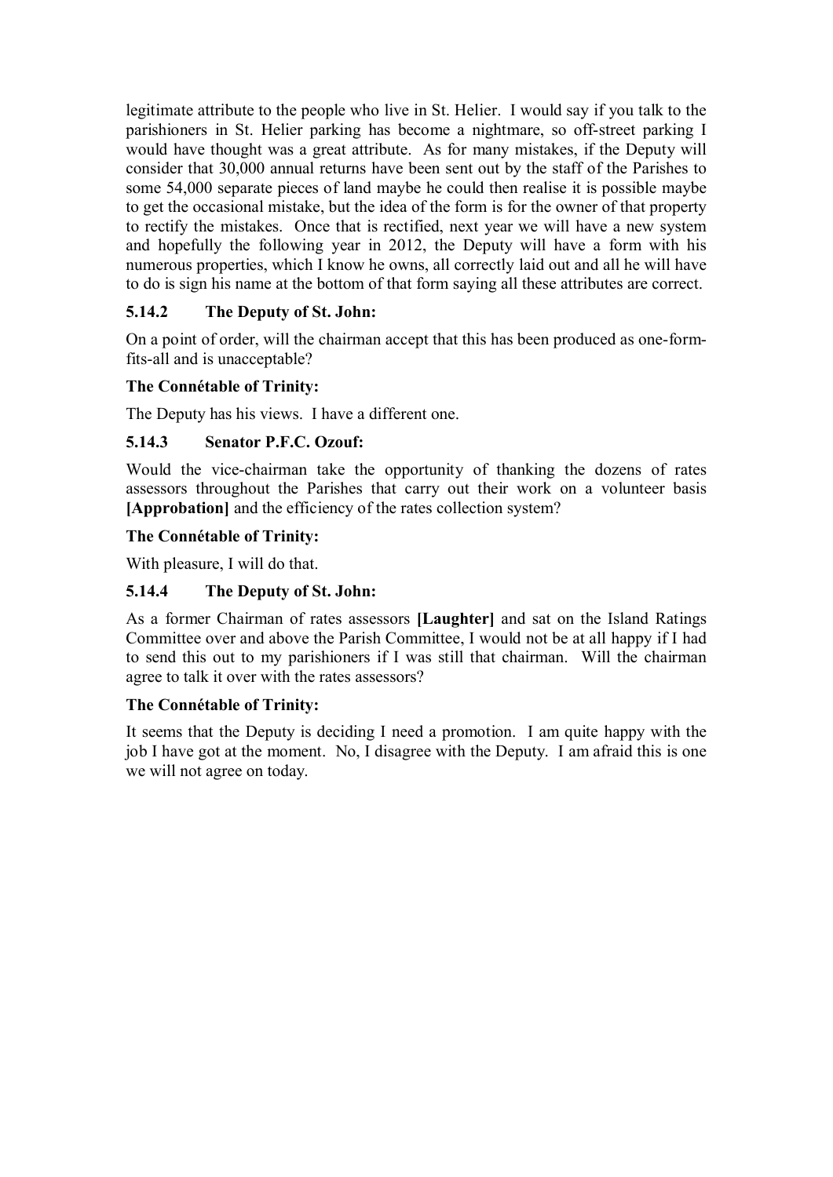legitimate attribute to the people who live in St. Helier. I would say if you talk to the parishioners in St. Helier parking has become a nightmare, so off-street parking I would have thought was a great attribute. As for many mistakes, if the Deputy will consider that 30,000 annual returns have been sent out by the staff of the Parishes to some 54,000 separate pieces of land maybe he could then realise it is possible maybe to get the occasional mistake, but the idea of the form is for the owner of that property to rectify the mistakes. Once that is rectified, next year we will have a new system and hopefully the following year in 2012, the Deputy will have a form with his numerous properties, which I know he owns, all correctly laid out and all he will have to do is sign his name at the bottom of that form saying all these attributes are correct.

### 5.14.2 The Deputy of St. John:

On a point of order, will the chairman accept that this has been produced as one-form-fits-all and is unacceptable?

**The Connétable of Trinity:**

The Deputy has his views. I have a different one.

### 5.14.3 Senator P.F.C. Ozouf:

Would the vice-chairman take the opportunity of thanking the dozens of rates assessors throughout the Parishes that carry out their work on a volunteer basis **[Approbation]** and the efficiency of the rates collection system?

**The Connétable of Trinity:**

With pleasure, I will do that.

### 5.14.4 The Deputy of St. John:

As a former Chairman of rates assessors **[Laughter]** and sat on the Island Ratings Committee over and above the Parish Committee, I would not be at all happy if I had to send this out to my parishioners if I was still that chairman. Will the chairman agree to talk it over with the rates assessors?

**The Connétable of Trinity:**

It seems that the Deputy is deciding I need a promotion. I am quite happy with the job I have got at the moment. No, I disagree with the Deputy. I am afraid this is one we will not agree on today.